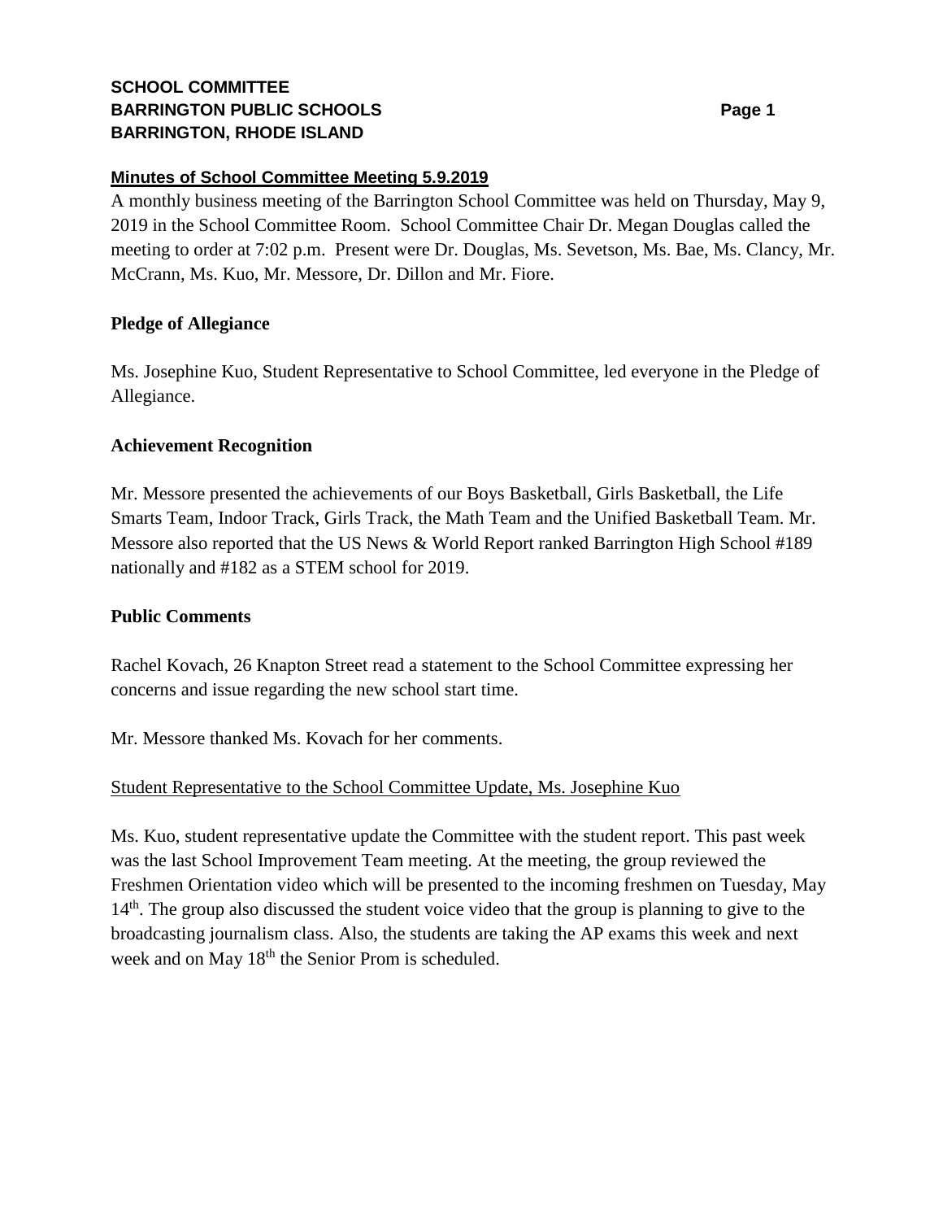**SCHOOL COMMITTEE**
**BARRINGTON PUBLIC SCHOOLS**
**BARRINGTON, RHODE ISLAND**

## Minutes of School Committee Meeting 5.9.2019

A monthly business meeting of the Barrington School Committee was held on Thursday, May 9, 2019 in the School Committee Room. School Committee Chair Dr. Megan Douglas called the meeting to order at 7:02 p.m. Present were Dr. Douglas, Ms. Sevetson, Ms. Bae, Ms. Clancy, Mr. McCrann, Ms. Kuo, Mr. Messore, Dr. Dillon and Mr. Fiore.

### Pledge of Allegiance

Ms. Josephine Kuo, Student Representative to School Committee, led everyone in the Pledge of Allegiance.

### Achievement Recognition

Mr. Messore presented the achievements of our Boys Basketball, Girls Basketball, the Life Smarts Team, Indoor Track, Girls Track, the Math Team and the Unified Basketball Team. Mr. Messore also reported that the US News & World Report ranked Barrington High School #189 nationally and #182 as a STEM school for 2019.

### Public Comments

Rachel Kovach, 26 Knapton Street read a statement to the School Committee expressing her concerns and issue regarding the new school start time.

Mr. Messore thanked Ms. Kovach for her comments.

Student Representative to the School Committee Update, Ms. Josephine Kuo

Ms. Kuo, student representative update the Committee with the student report. This past week was the last School Improvement Team meeting. At the meeting, the group reviewed the Freshmen Orientation video which will be presented to the incoming freshmen on Tuesday, May 14th. The group also discussed the student voice video that the group is planning to give to the broadcasting journalism class. Also, the students are taking the AP exams this week and next week and on May 18th the Senior Prom is scheduled.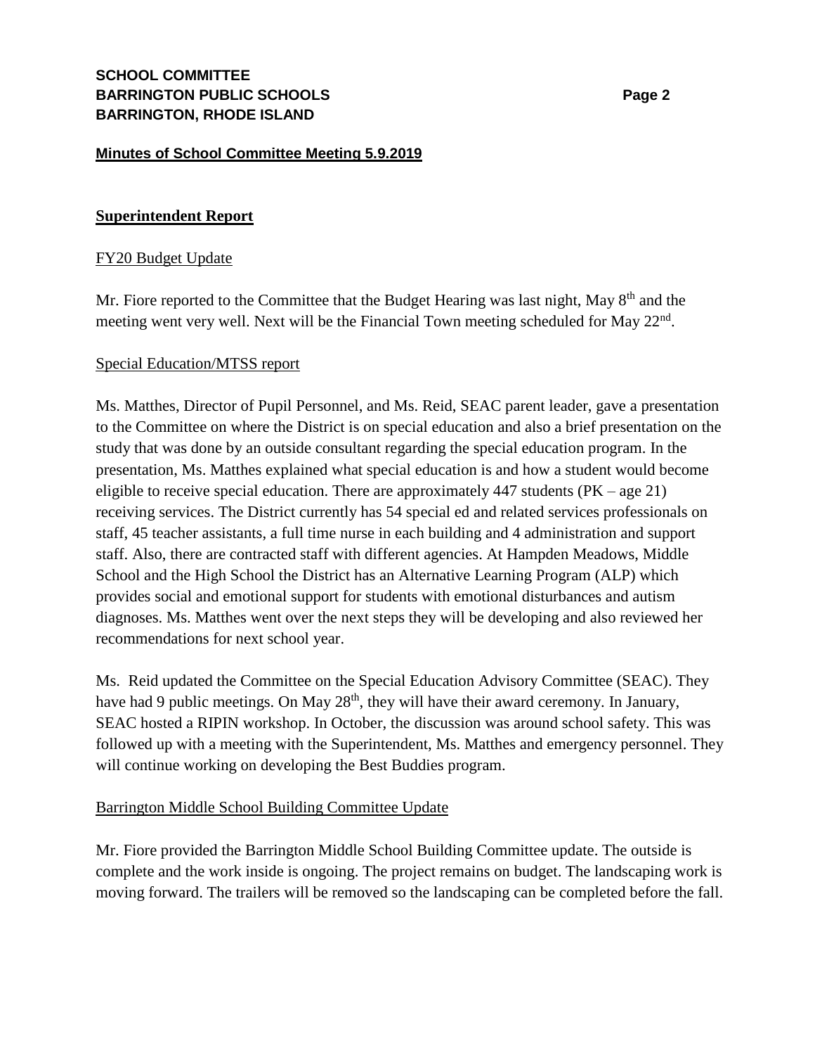**SCHOOL COMMITTEE**
**BARRINGTON PUBLIC SCHOOLS**
**BARRINGTON, RHODE ISLAND**

**Minutes of School Committee Meeting 5.9.2019**

## Superintendent Report

### FY20 Budget Update

Mr. Fiore reported to the Committee that the Budget Hearing was last night, May 8th and the meeting went very well. Next will be the Financial Town meeting scheduled for May 22nd.

### Special Education/MTSS report

Ms. Matthes, Director of Pupil Personnel, and Ms. Reid, SEAC parent leader, gave a presentation to the Committee on where the District is on special education and also a brief presentation on the study that was done by an outside consultant regarding the special education program. In the presentation, Ms. Matthes explained what special education is and how a student would become eligible to receive special education. There are approximately 447 students (PK – age 21) receiving services. The District currently has 54 special ed and related services professionals on staff, 45 teacher assistants, a full time nurse in each building and 4 administration and support staff. Also, there are contracted staff with different agencies. At Hampden Meadows, Middle School and the High School the District has an Alternative Learning Program (ALP) which provides social and emotional support for students with emotional disturbances and autism diagnoses. Ms. Matthes went over the next steps they will be developing and also reviewed her recommendations for next school year.

Ms. Reid updated the Committee on the Special Education Advisory Committee (SEAC). They have had 9 public meetings. On May 28th, they will have their award ceremony. In January, SEAC hosted a RIPIN workshop. In October, the discussion was around school safety. This was followed up with a meeting with the Superintendent, Ms. Matthes and emergency personnel. They will continue working on developing the Best Buddies program.

### Barrington Middle School Building Committee Update

Mr. Fiore provided the Barrington Middle School Building Committee update. The outside is complete and the work inside is ongoing. The project remains on budget. The landscaping work is moving forward. The trailers will be removed so the landscaping can be completed before the fall.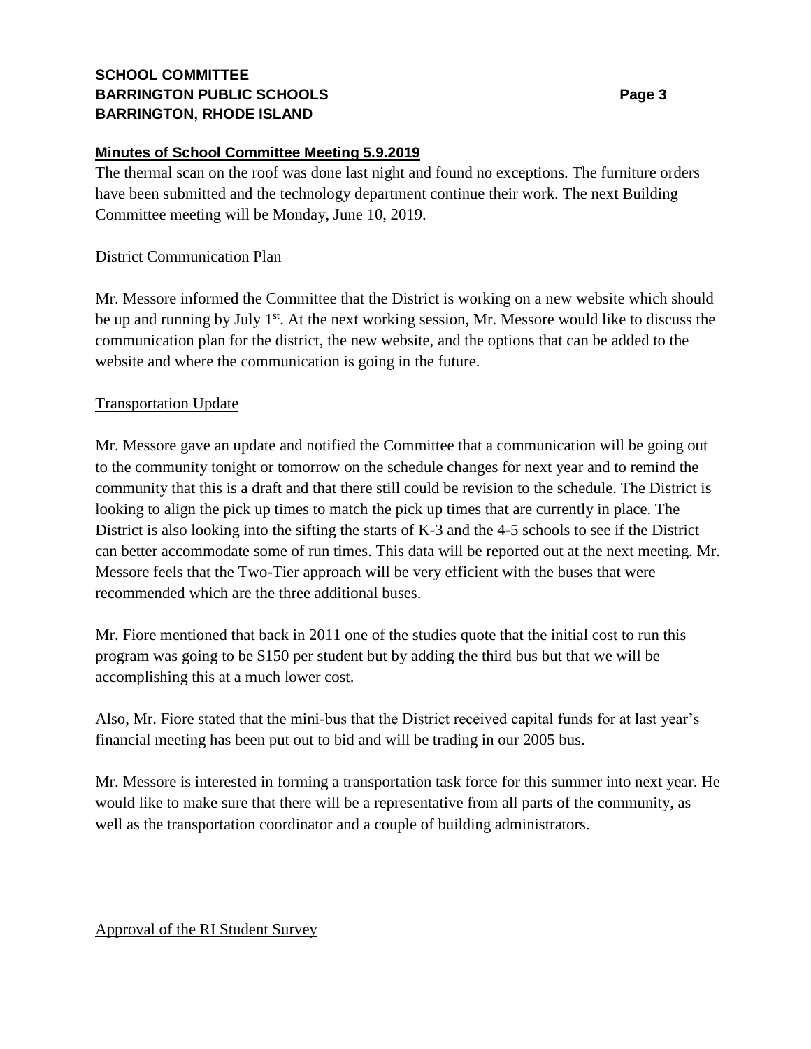**Minutes of School Committee Meeting 5.9.2019**

The thermal scan on the roof was done last night and found no exceptions. The furniture orders have been submitted and the technology department continue their work. The next Building Committee meeting will be Monday, June 10, 2019.

District Communication Plan

Mr. Messore informed the Committee that the District is working on a new website which should be up and running by July 1st. At the next working session, Mr. Messore would like to discuss the communication plan for the district, the new website, and the options that can be added to the website and where the communication is going in the future.

Transportation Update

Mr. Messore gave an update and notified the Committee that a communication will be going out to the community tonight or tomorrow on the schedule changes for next year and to remind the community that this is a draft and that there still could be revision to the schedule. The District is looking to align the pick up times to match the pick up times that are currently in place. The District is also looking into the sifting the starts of K-3 and the 4-5 schools to see if the District can better accommodate some of run times. This data will be reported out at the next meeting. Mr. Messore feels that the Two-Tier approach will be very efficient with the buses that were recommended which are the three additional buses.

Mr. Fiore mentioned that back in 2011 one of the studies quote that the initial cost to run this program was going to be $150 per student but by adding the third bus but that we will be accomplishing this at a much lower cost.

Also, Mr. Fiore stated that the mini-bus that the District received capital funds for at last year's financial meeting has been put out to bid and will be trading in our 2005 bus.

Mr. Messore is interested in forming a transportation task force for this summer into next year. He would like to make sure that there will be a representative from all parts of the community, as well as the transportation coordinator and a couple of building administrators.

Approval of the RI Student Survey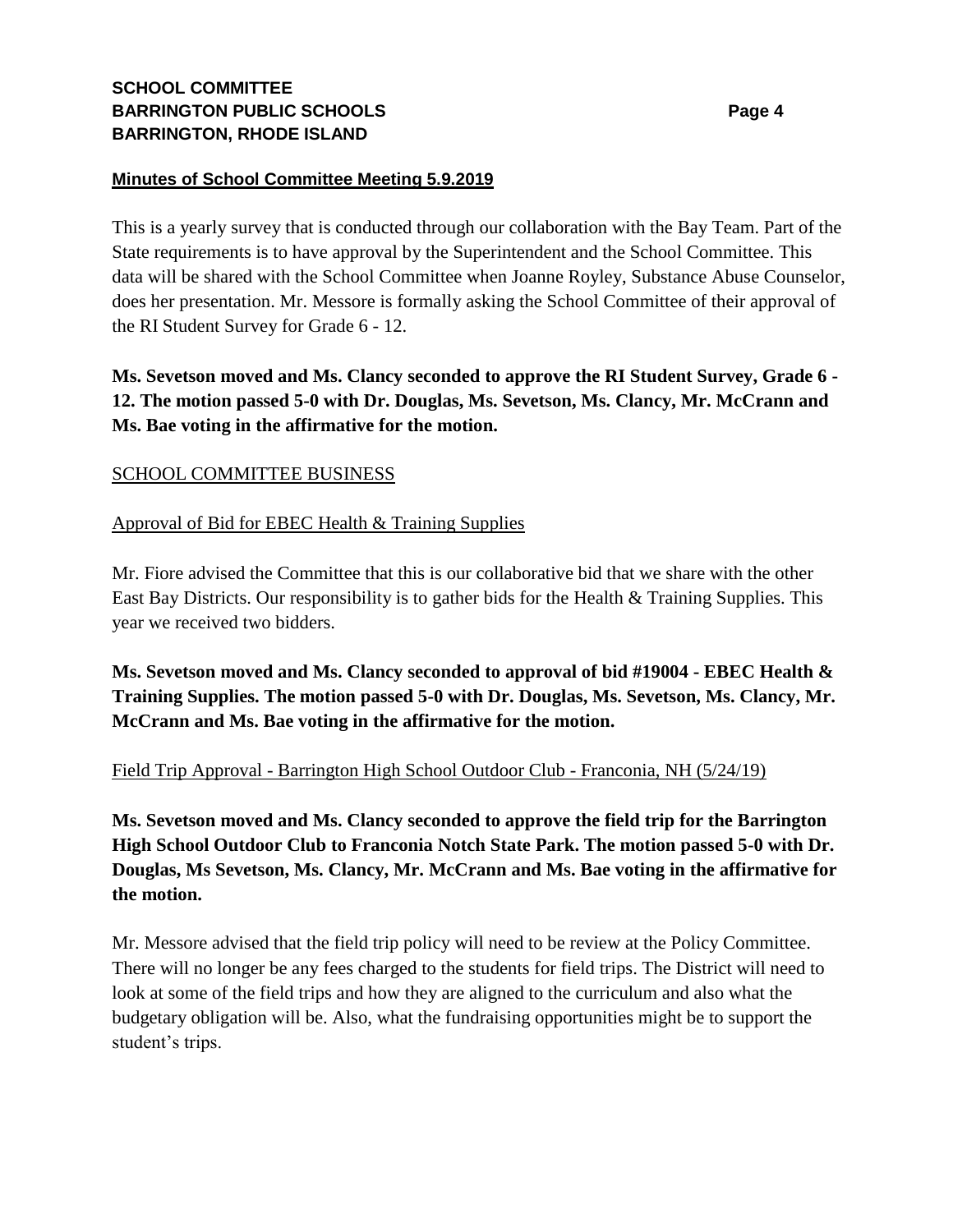**Minutes of School Committee Meeting 5.9.2019**

This is a yearly survey that is conducted through our collaboration with the Bay Team. Part of the State requirements is to have approval by the Superintendent and the School Committee. This data will be shared with the School Committee when Joanne Royley, Substance Abuse Counselor, does her presentation. Mr. Messore is formally asking the School Committee of their approval of the RI Student Survey for Grade 6 - 12.

**Ms. Sevetson moved and Ms. Clancy seconded to approve the RI Student Survey, Grade 6 - 12. The motion passed 5-0 with Dr. Douglas, Ms. Sevetson, Ms. Clancy, Mr. McCrann and Ms. Bae voting in the affirmative for the motion.**

SCHOOL COMMITTEE BUSINESS

Approval of Bid for EBEC Health & Training Supplies

Mr. Fiore advised the Committee that this is our collaborative bid that we share with the other East Bay Districts. Our responsibility is to gather bids for the Health & Training Supplies. This year we received two bidders.

**Ms. Sevetson moved and Ms. Clancy seconded to approval of bid #19004 - EBEC Health & Training Supplies. The motion passed 5-0 with Dr. Douglas, Ms. Sevetson, Ms. Clancy, Mr. McCrann and Ms. Bae voting in the affirmative for the motion.**

Field Trip Approval - Barrington High School Outdoor Club - Franconia, NH (5/24/19)

**Ms. Sevetson moved and Ms. Clancy seconded to approve the field trip for the Barrington High School Outdoor Club to Franconia Notch State Park. The motion passed 5-0 with Dr. Douglas, Ms Sevetson, Ms. Clancy, Mr. McCrann and Ms. Bae voting in the affirmative for the motion.**

Mr. Messore advised that the field trip policy will need to be review at the Policy Committee. There will no longer be any fees charged to the students for field trips. The District will need to look at some of the field trips and how they are aligned to the curriculum and also what the budgetary obligation will be. Also, what the fundraising opportunities might be to support the student's trips.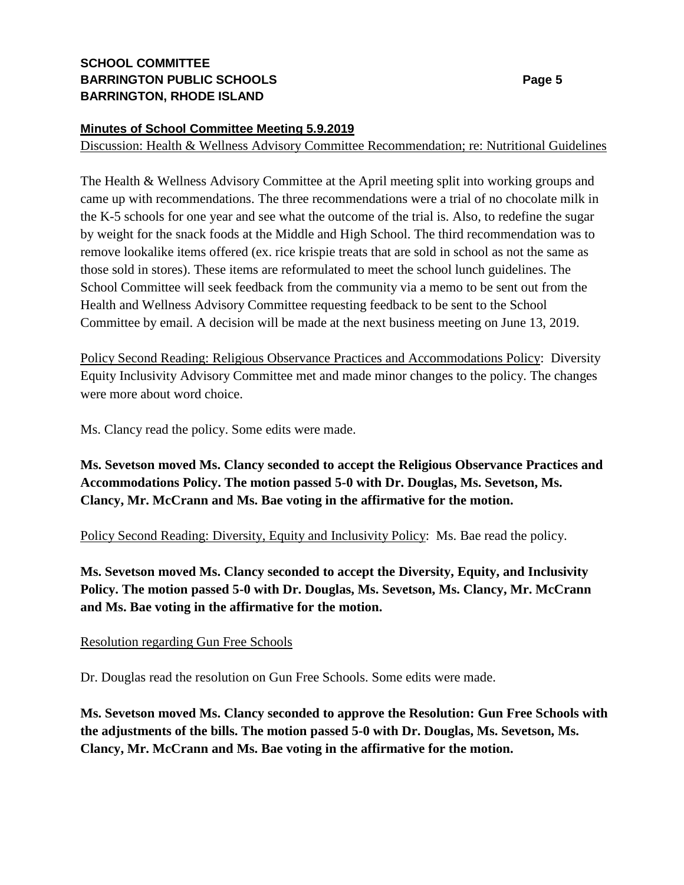**Minutes of School Committee Meeting 5.9.2019**

Discussion: Health & Wellness Advisory Committee Recommendation; re: Nutritional Guidelines

The Health & Wellness Advisory Committee at the April meeting split into working groups and came up with recommendations. The three recommendations were a trial of no chocolate milk in the K-5 schools for one year and see what the outcome of the trial is. Also, to redefine the sugar by weight for the snack foods at the Middle and High School. The third recommendation was to remove lookalike items offered (ex. rice krispie treats that are sold in school as not the same as those sold in stores). These items are reformulated to meet the school lunch guidelines. The School Committee will seek feedback from the community via a memo to be sent out from the Health and Wellness Advisory Committee requesting feedback to be sent to the School Committee by email. A decision will be made at the next business meeting on June 13, 2019.

Policy Second Reading: Religious Observance Practices and Accommodations Policy: Diversity Equity Inclusivity Advisory Committee met and made minor changes to the policy. The changes were more about word choice.

Ms. Clancy read the policy. Some edits were made.

**Ms. Sevetson moved Ms. Clancy seconded to accept the Religious Observance Practices and Accommodations Policy. The motion passed 5-0 with Dr. Douglas, Ms. Sevetson, Ms. Clancy, Mr. McCrann and Ms. Bae voting in the affirmative for the motion.**

Policy Second Reading: Diversity, Equity and Inclusivity Policy: Ms. Bae read the policy.

**Ms. Sevetson moved Ms. Clancy seconded to accept the Diversity, Equity, and Inclusivity Policy. The motion passed 5-0 with Dr. Douglas, Ms. Sevetson, Ms. Clancy, Mr. McCrann and Ms. Bae voting in the affirmative for the motion.**

Resolution regarding Gun Free Schools

Dr. Douglas read the resolution on Gun Free Schools. Some edits were made.

**Ms. Sevetson moved Ms. Clancy seconded to approve the Resolution: Gun Free Schools with the adjustments of the bills. The motion passed 5-0 with Dr. Douglas, Ms. Sevetson, Ms. Clancy, Mr. McCrann and Ms. Bae voting in the affirmative for the motion.**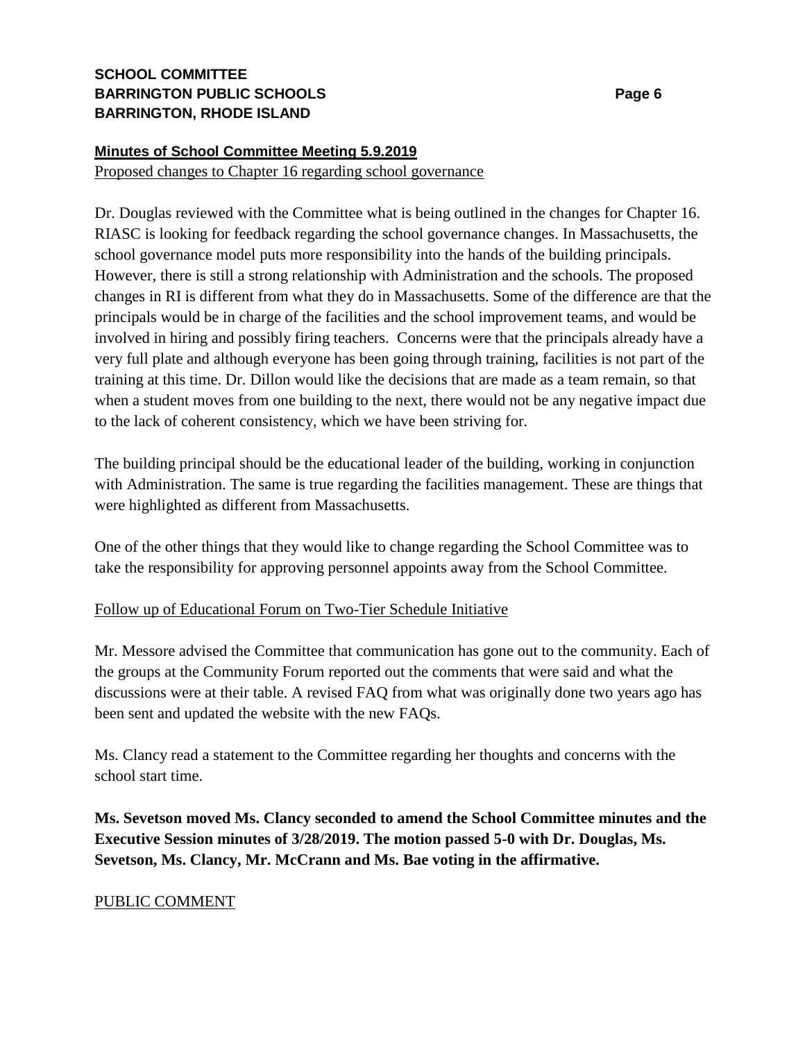**Minutes of School Committee Meeting 5.9.2019**

Proposed changes to Chapter 16 regarding school governance

Dr. Douglas reviewed with the Committee what is being outlined in the changes for Chapter 16. RIASC is looking for feedback regarding the school governance changes. In Massachusetts, the school governance model puts more responsibility into the hands of the building principals. However, there is still a strong relationship with Administration and the schools. The proposed changes in RI is different from what they do in Massachusetts. Some of the difference are that the principals would be in charge of the facilities and the school improvement teams, and would be involved in hiring and possibly firing teachers. Concerns were that the principals already have a very full plate and although everyone has been going through training, facilities is not part of the training at this time. Dr. Dillon would like the decisions that are made as a team remain, so that when a student moves from one building to the next, there would not be any negative impact due to the lack of coherent consistency, which we have been striving for.

The building principal should be the educational leader of the building, working in conjunction with Administration. The same is true regarding the facilities management. These are things that were highlighted as different from Massachusetts.

One of the other things that they would like to change regarding the School Committee was to take the responsibility for approving personnel appoints away from the School Committee.

Follow up of Educational Forum on Two-Tier Schedule Initiative

Mr. Messore advised the Committee that communication has gone out to the community. Each of the groups at the Community Forum reported out the comments that were said and what the discussions were at their table. A revised FAQ from what was originally done two years ago has been sent and updated the website with the new FAQs.

Ms. Clancy read a statement to the Committee regarding her thoughts and concerns with the school start time.

**Ms. Sevetson moved Ms. Clancy seconded to amend the School Committee minutes and the Executive Session minutes of 3/28/2019. The motion passed 5-0 with Dr. Douglas, Ms. Sevetson, Ms. Clancy, Mr. McCrann and Ms. Bae voting in the affirmative.**

PUBLIC COMMENT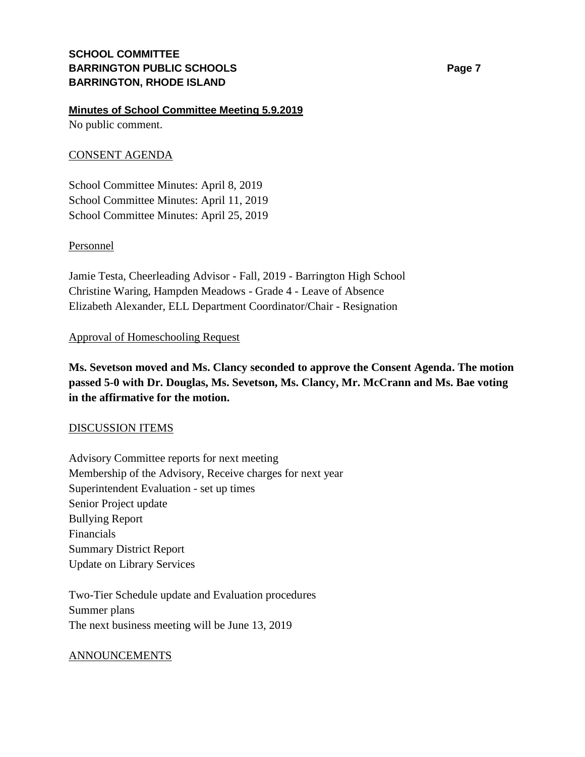**Minutes of School Committee Meeting 5.9.2019**

No public comment.

CONSENT AGENDA

School Committee Minutes: April 8, 2019
School Committee Minutes: April 11, 2019
School Committee Minutes: April 25, 2019

Personnel

Jamie Testa, Cheerleading Advisor - Fall, 2019 - Barrington High School
Christine Waring, Hampden Meadows - Grade 4 - Leave of Absence
Elizabeth Alexander, ELL Department Coordinator/Chair - Resignation

Approval of Homeschooling Request

**Ms. Sevetson moved and Ms. Clancy seconded to approve the Consent Agenda. The motion passed 5-0 with Dr. Douglas, Ms. Sevetson, Ms. Clancy, Mr. McCrann and Ms. Bae voting in the affirmative for the motion.**

DISCUSSION ITEMS

Advisory Committee reports for next meeting
Membership of the Advisory, Receive charges for next year
Superintendent Evaluation - set up times
Senior Project update
Bullying Report
Financials
Summary District Report
Update on Library Services

Two-Tier Schedule update and Evaluation procedures
Summer plans
The next business meeting will be June 13, 2019

ANNOUNCEMENTS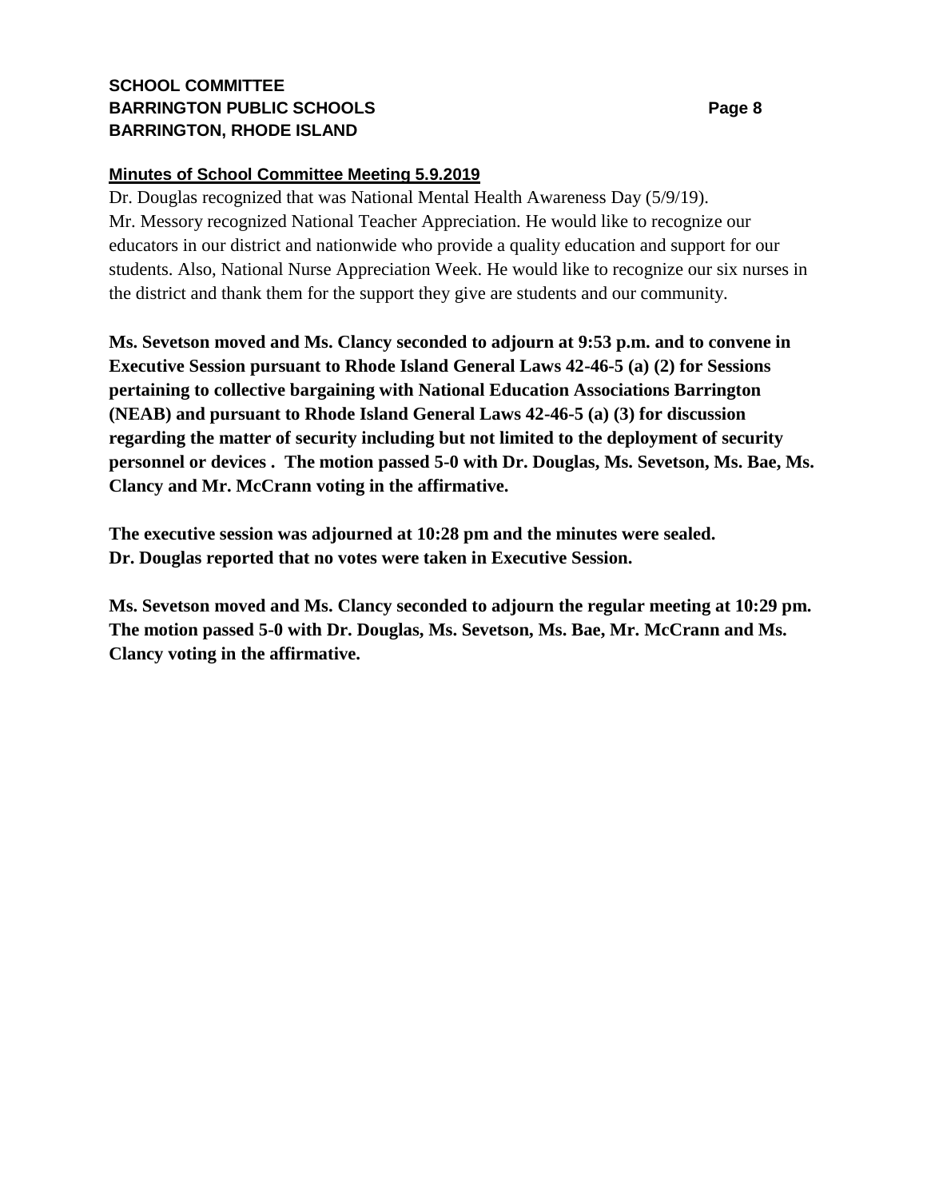**Minutes of School Committee Meeting 5.9.2019**

Dr. Douglas recognized that was National Mental Health Awareness Day (5/9/19).
Mr. Messory recognized National Teacher Appreciation. He would like to recognize our educators in our district and nationwide who provide a quality education and support for our students. Also, National Nurse Appreciation Week. He would like to recognize our six nurses in the district and thank them for the support they give are students and our community.

**Ms. Sevetson moved and Ms. Clancy seconded to adjourn at 9:53 p.m. and to convene in Executive Session pursuant to Rhode Island General Laws 42-46-5 (a) (2) for Sessions pertaining to collective bargaining with National Education Associations Barrington (NEAB) and pursuant to Rhode Island General Laws 42-46-5 (a) (3) for discussion regarding the matter of security including but not limited to the deployment of security personnel or devices . The motion passed 5-0 with Dr. Douglas, Ms. Sevetson, Ms. Bae, Ms. Clancy and Mr. McCrann voting in the affirmative.**

**The executive session was adjourned at 10:28 pm and the minutes were sealed.**
**Dr. Douglas reported that no votes were taken in Executive Session.**

**Ms. Sevetson moved and Ms. Clancy seconded to adjourn the regular meeting at 10:29 pm. The motion passed 5-0 with Dr. Douglas, Ms. Sevetson, Ms. Bae, Mr. McCrann and Ms. Clancy voting in the affirmative.**